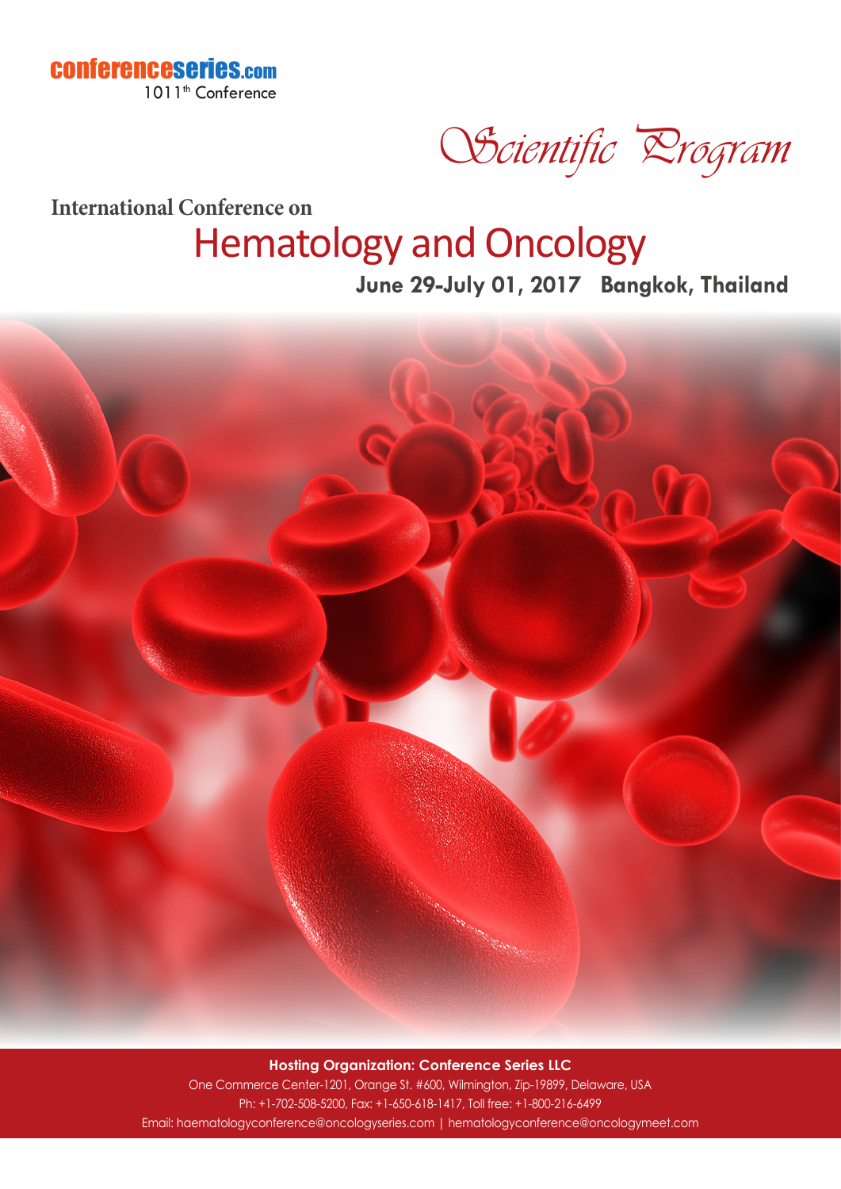conferenceseries.com
1011[th] Conference

# Scientific Program

**International Conference on**

# Hematology and Oncology

**June 29-July 01, 2017 Bangkok, Thailand**

**Hosting Organization: Conference Series LLC**

One Commerce Center-1201, Orange St. #600, Wilmington, Zip-19899, Delaware, USA

Ph: +1-702-508-5200, Fax: +1-650-618-1417, Toll free: +1-800-216-6499

Email: haematologyconference@oncologyseries.com | hematologyconference@oncologymeet.com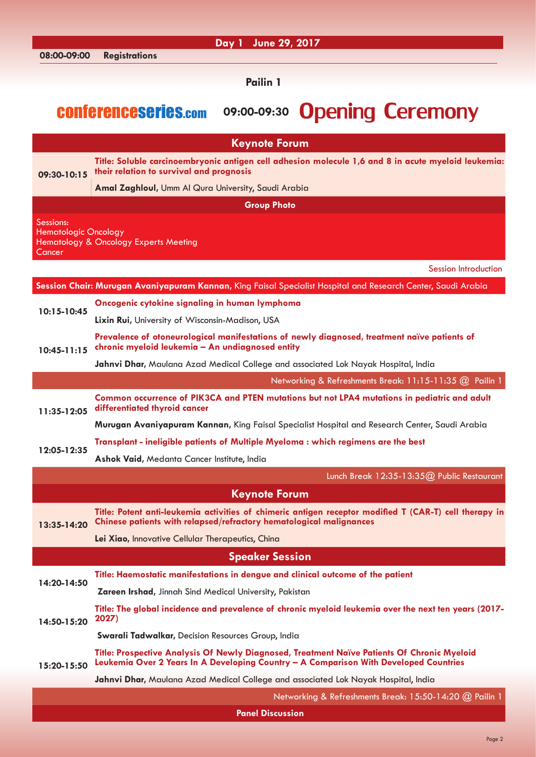## Day 1 June 29, 2017

**08:00-09:00 Registrations**

### Pailin 1

**conferenceseries.com** **09:00-09:30** **Opening Ceremony**

## Keynote Forum

**09:30-10:15**

**Title: Soluble carcinoembryonic antigen cell adhesion molecule 1,6 and 8 in acute myeloid leukemia: their relation to survival and prognosis**

**Amal Zaghloul,** Umm Al Qura University, Saudi Arabia

**Group Photo**

Sessions:
Hematologic Oncology
Hematology & Oncology Experts Meeting
Cancer

Session Introduction

**Session Chair: Murugan Avaniyapuram Kannan,** King Faisal Specialist Hospital and Research Center, Saudi Arabia

**10:15-10:45**

**Oncogenic cytokine signaling in human lymphoma**

**Lixin Rui,** University of Wisconsin-Madison, USA

**10:45-11:15**

**Prevalence of otoneurological manifestations of newly diagnosed, treatment naïve patients of chronic myeloid leukemia – An undiagnosed entity**

**Jahnvi Dhar,** Maulana Azad Medical College and associated Lok Nayak Hospital, India

Networking & Refreshments Break: 11:15-11:35 @ Pailin 1

**11:35-12:05**

**Common occurrence of PIK3CA and PTEN mutations but not LPA4 mutations in pediatric and adult differentiated thyroid cancer**

**Murugan Avaniyapuram Kannan,** King Faisal Specialist Hospital and Research Center, Saudi Arabia

**12:05-12:35**

**Transplant - ineligible patients of Multiple Myeloma : which regimens are the best**

**Ashok Vaid,** Medanta Cancer Institute, India

Lunch Break 12:35-13:35@ Public Restaurant

## Keynote Forum

**13:35-14:20**

**Title: Potent anti-leukemia activities of chimeric antigen receptor modified T (CAR-T) cell therapy in Chinese patients with relapsed/refractory hematological malignances**

**Lei Xiao,** Innovative Cellular Therapeutics, China

## Speaker Session

**14:20-14:50**

**Title: Haemostatic manifestations in dengue and clinical outcome of the patient**

**Zareen Irshad,** Jinnah Sind Medical University, Pakistan

**14:50-15:20**

**Title: The global incidence and prevalence of chronic myeloid leukemia over the next ten years (2017-2027)**

**Swarali Tadwalkar,** Decision Resources Group, India

**15:20-15:50**

**Title: Prospective Analysis Of Newly Diagnosed, Treatment Naïve Patients Of Chronic Myeloid Leukemia Over 2 Years In A Developing Country – A Comparison With Developed Countries**

**Jahnvi Dhar,** Maulana Azad Medical College and associated Lok Nayak Hospital, India

Networking & Refreshments Break: 15:50-14:20 @ Pailin 1

**Panel Discussion**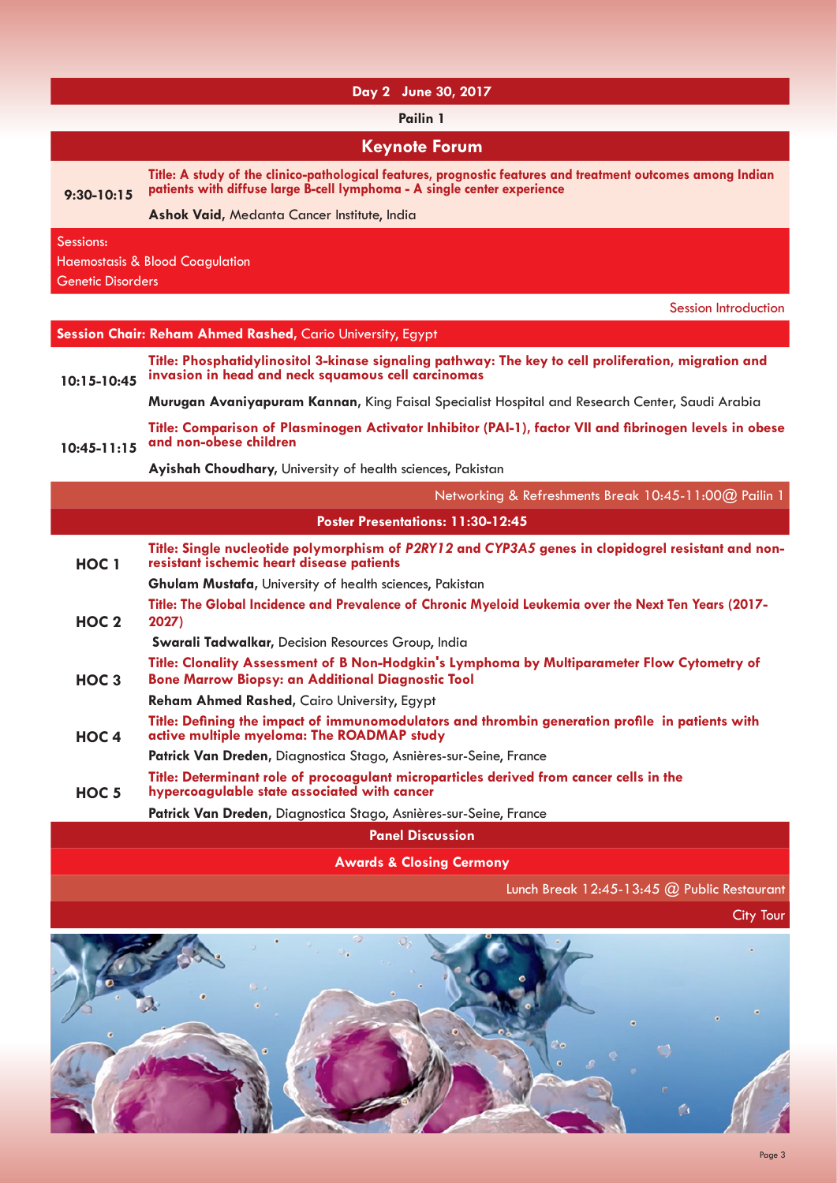## Day 2 June 30, 2017

**Pailin 1**

## Keynote Forum

**9:30-10:15**

**Title: A study of the clinico-pathological features, prognostic features and treatment outcomes among Indian patients with diffuse large B-cell lymphoma - A single center experience**

**Ashok Vaid,** Medanta Cancer Institute, India

Sessions:
Haemostasis & Blood Coagulation
Genetic Disorders

Session Introduction

**Session Chair: Reham Ahmed Rashed,** Cario University, Egypt

**10:15-10:45**

**Title: Phosphatidylinositol 3-kinase signaling pathway: The key to cell proliferation, migration and invasion in head and neck squamous cell carcinomas**

**Murugan Avaniyapuram Kannan,** King Faisal Specialist Hospital and Research Center, Saudi Arabia

**10:45-11:15**

**Title: Comparison of Plasminogen Activator Inhibitor (PAI-1), factor VII and fibrinogen levels in obese and non-obese children**

**Ayishah Choudhary,** University of health sciences, Pakistan

Networking & Refreshments Break 10:45-11:00@ Pailin 1

### Poster Presentations: 11:30-12:45

**HOC 1**

**Title: Single nucleotide polymorphism of *P2RY12* and *CYP3A5* genes in clopidogrel resistant and non-resistant ischemic heart disease patients**

**Ghulam Mustafa,** University of health sciences, Pakistan

**HOC 2**

**Title: The Global Incidence and Prevalence of Chronic Myeloid Leukemia over the Next Ten Years (2017-2027)**

**Swarali Tadwalkar,** Decision Resources Group, India

**HOC 3**

**Title: Clonality Assessment of B Non-Hodgkin's Lymphoma by Multiparameter Flow Cytometry of Bone Marrow Biopsy: an Additional Diagnostic Tool**

**Reham Ahmed Rashed,** Cairo University, Egypt

**HOC 4**

**Title: Defining the impact of immunomodulators and thrombin generation profile in patients with active multiple myeloma: The ROADMAP study**

**Patrick Van Dreden,** Diagnostica Stago, Asnières-sur-Seine, France

**HOC 5**

**Title: Determinant role of procoagulant microparticles derived from cancer cells in the hypercoagulable state associated with cancer**

**Patrick Van Dreden,** Diagnostica Stago, Asnières-sur-Seine, France

**Panel Discussion**

**Awards & Closing Cermony**

Lunch Break 12:45-13:45 @ Public Restaurant

City Tour